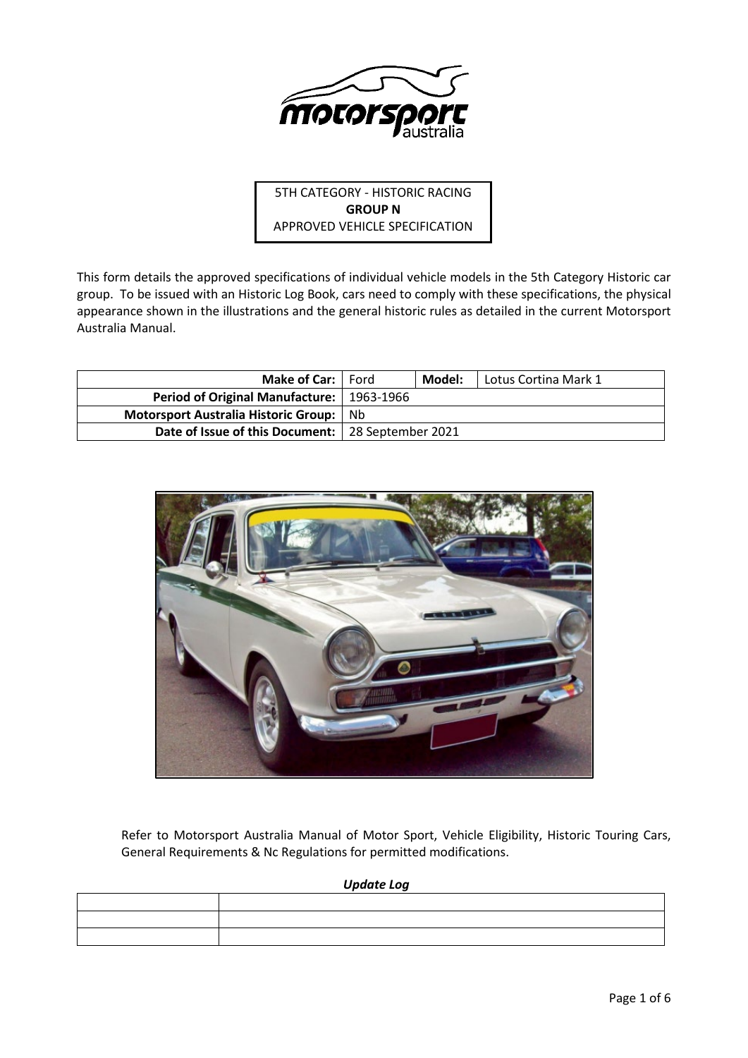5TH CATEGORY - HISTORIC RACING
**GROUP N**
APPROVED VEHICLE SPECIFICATION

This form details the approved specifications of individual vehicle models in the 5th Category Historic car group. To be issued with an Historic Log Book, cars need to comply with these specifications, the physical appearance shown in the illustrations and the general historic rules as detailed in the current Motorsport Australia Manual.

| **Make of Car:** | Ford | **Model:** | Lotus Cortina Mark 1 |
|---|---|---|---|
| **Period of Original Manufacture:** | 1963-1966 | | |
| **Motorsport Australia Historic Group:** | Nb | | |
| **Date of Issue of this Document:** | 28 September 2021 | | |

Refer to Motorsport Australia Manual of Motor Sport, Vehicle Eligibility, Historic Touring Cars, General Requirements & Nc Regulations for permitted modifications.

***Update Log***

| | |
|---|---|
| | |
| | |
| | |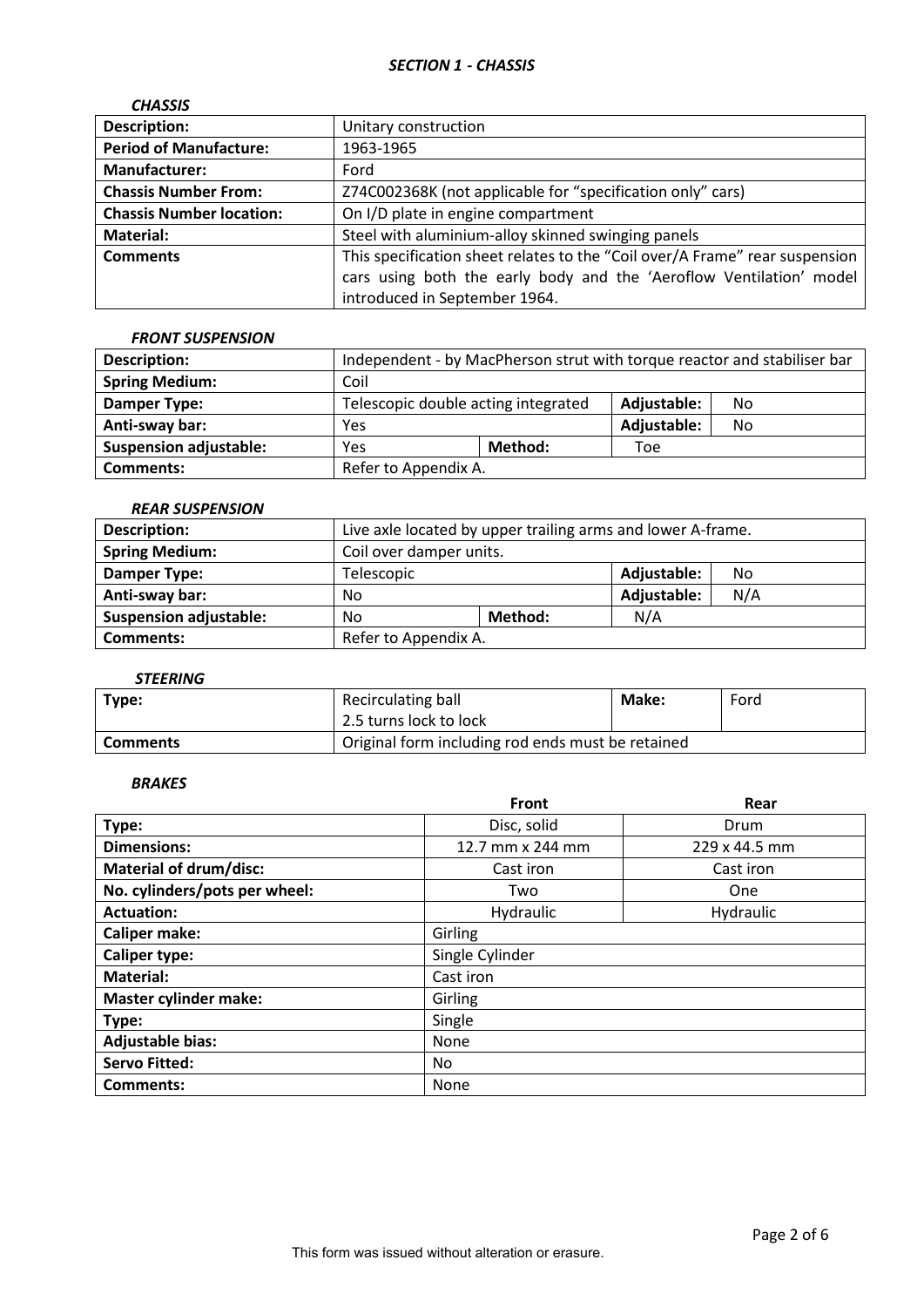## *SECTION 1 - CHASSIS*

### *CHASSIS*

| | |
|---|---|
| **Description:** | Unitary construction |
| **Period of Manufacture:** | 1963-1965 |
| **Manufacturer:** | Ford |
| **Chassis Number From:** | Z74C002368K (not applicable for "specification only" cars) |
| **Chassis Number location:** | On I/D plate in engine compartment |
| **Material:** | Steel with aluminium-alloy skinned swinging panels |
| **Comments** | This specification sheet relates to the "Coil over/A Frame" rear suspension cars using both the early body and the 'Aeroflow Ventilation' model introduced in September 1964. |

### *FRONT SUSPENSION*

| | | | | |
|---|---|---|---|---|
| **Description:** | Independent - by MacPherson strut with torque reactor and stabiliser bar | | | |
| **Spring Medium:** | Coil | | | |
| **Damper Type:** | Telescopic double acting integrated | | **Adjustable:** | No |
| **Anti-sway bar:** | Yes | | **Adjustable:** | No |
| **Suspension adjustable:** | Yes | **Method:** | Toe | |
| **Comments:** | Refer to Appendix A. | | | |

### *REAR SUSPENSION*

| | | | | |
|---|---|---|---|---|
| **Description:** | Live axle located by upper trailing arms and lower A-frame. | | | |
| **Spring Medium:** | Coil over damper units. | | | |
| **Damper Type:** | Telescopic | | **Adjustable:** | No |
| **Anti-sway bar:** | No | | **Adjustable:** | N/A |
| **Suspension adjustable:** | No | **Method:** | N/A | |
| **Comments:** | Refer to Appendix A. | | | |

### *STEERING*

| | | | |
|---|---|---|---|
| **Type:** | Recirculating ball<br>2.5 turns lock to lock | **Make:** | Ford |
| **Comments** | Original form including rod ends must be retained | | |

### *BRAKES*

| | Front | Rear |
|---|---|---|
| **Type:** | Disc, solid | Drum |
| **Dimensions:** | 12.7 mm x 244 mm | 229 x 44.5 mm |
| **Material of drum/disc:** | Cast iron | Cast iron |
| **No. cylinders/pots per wheel:** | Two | One |
| **Actuation:** | Hydraulic | Hydraulic |
| **Caliper make:** | Girling | |
| **Caliper type:** | Single Cylinder | |
| **Material:** | Cast iron | |
| **Master cylinder make:** | Girling | |
| **Type:** | Single | |
| **Adjustable bias:** | None | |
| **Servo Fitted:** | No | |
| **Comments:** | None | |

This form was issued without alteration or erasure.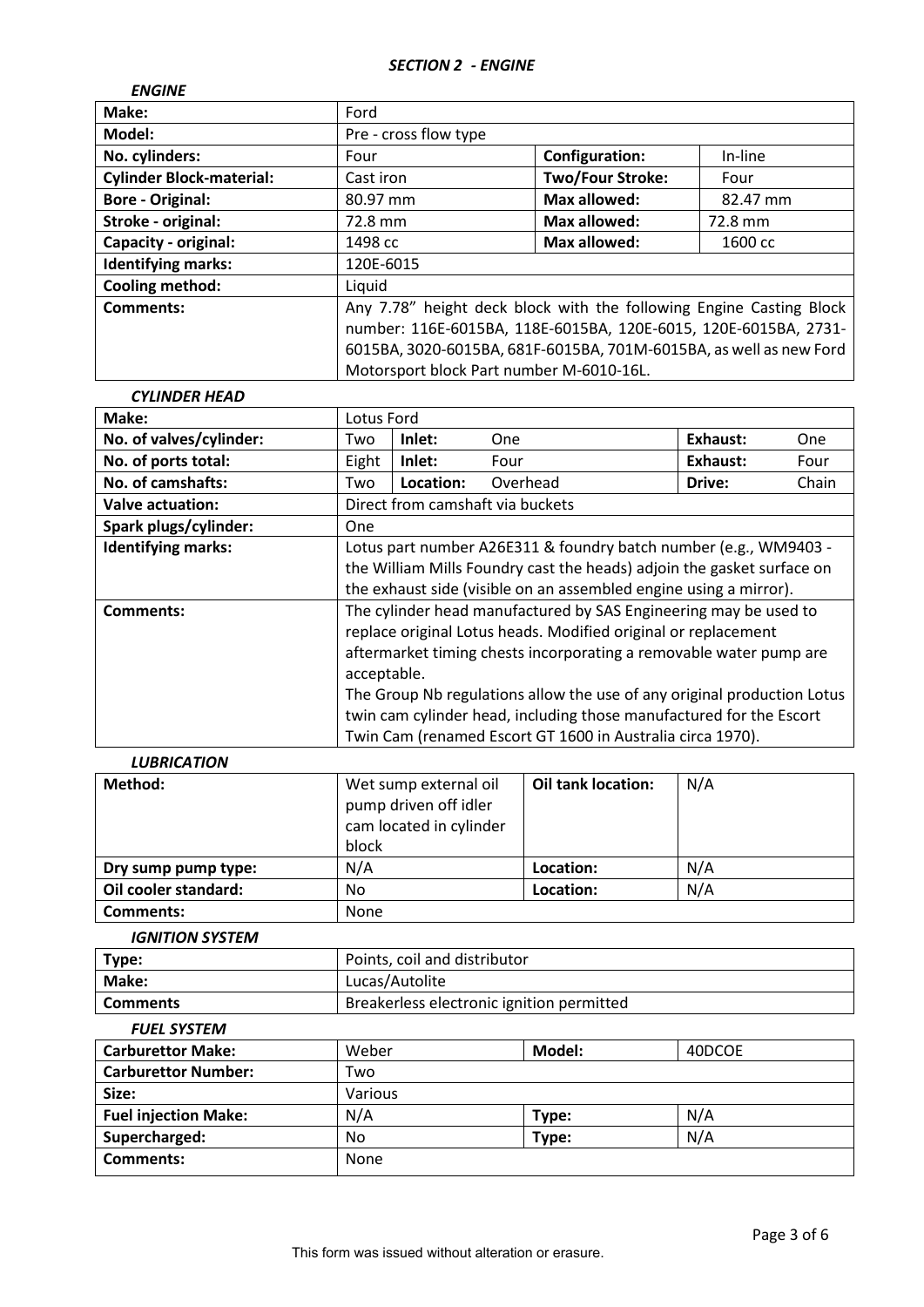## *SECTION 2 - ENGINE*

### *ENGINE*

| **Make:** | Ford | | |
|---|---|---|---|
| **Model:** | Pre - cross flow type | | |
| **No. cylinders:** | Four | **Configuration:** | In-line |
| **Cylinder Block-material:** | Cast iron | **Two/Four Stroke:** | Four |
| **Bore - Original:** | 80.97 mm | **Max allowed:** | 82.47 mm |
| **Stroke - original:** | 72.8 mm | **Max allowed:** | 72.8 mm |
| **Capacity - original:** | 1498 cc | **Max allowed:** | 1600 cc |
| **Identifying marks:** | 120E-6015 | | |
| **Cooling method:** | Liquid | | |
| **Comments:** | Any 7.78" height deck block with the following Engine Casting Block number: 116E-6015BA, 118E-6015BA, 120E-6015, 120E-6015BA, 2731-6015BA, 3020-6015BA, 681F-6015BA, 701M-6015BA, as well as new Ford Motorsport block Part number M-6010-16L. | | |

### *CYLINDER HEAD*

| **Make:** | Lotus Ford | | | | | |
|---|---|---|---|---|---|---|
| **No. of valves/cylinder:** | Two | **Inlet:** | One | | **Exhaust:** | One |
| **No. of ports total:** | Eight | **Inlet:** | Four | | **Exhaust:** | Four |
| **No. of camshafts:** | Two | **Location:** | Overhead | | **Drive:** | Chain |
| **Valve actuation:** | Direct from camshaft via buckets | | | | | |
| **Spark plugs/cylinder:** | One | | | | | |
| **Identifying marks:** | Lotus part number A26E311 & foundry batch number (e.g., WM9403 - the William Mills Foundry cast the heads) adjoin the gasket surface on the exhaust side (visible on an assembled engine using a mirror). | | | | | |
| **Comments:** | The cylinder head manufactured by SAS Engineering may be used to replace original Lotus heads. Modified original or replacement aftermarket timing chests incorporating a removable water pump are acceptable.<br>The Group Nb regulations allow the use of any original production Lotus twin cam cylinder head, including those manufactured for the Escort Twin Cam (renamed Escort GT 1600 in Australia circa 1970). | | | | | |

### *LUBRICATION*

| **Method:** | Wet sump external oil pump driven off idler cam located in cylinder block | **Oil tank location:** | N/A |
|---|---|---|---|
| **Dry sump pump type:** | N/A | **Location:** | N/A |
| **Oil cooler standard:** | No | **Location:** | N/A |
| **Comments:** | None | | |

### *IGNITION SYSTEM*

| **Type:** | Points, coil and distributor |
|---|---|
| **Make:** | Lucas/Autolite |
| **Comments** | Breakerless electronic ignition permitted |

### *FUEL SYSTEM*

| **Carburettor Make:** | Weber | **Model:** | 40DCOE |
|---|---|---|---|
| **Carburettor Number:** | Two | | |
| **Size:** | Various | | |
| **Fuel injection Make:** | N/A | **Type:** | N/A |
| **Supercharged:** | No | **Type:** | N/A |
| **Comments:** | None | | |

This form was issued without alteration or erasure.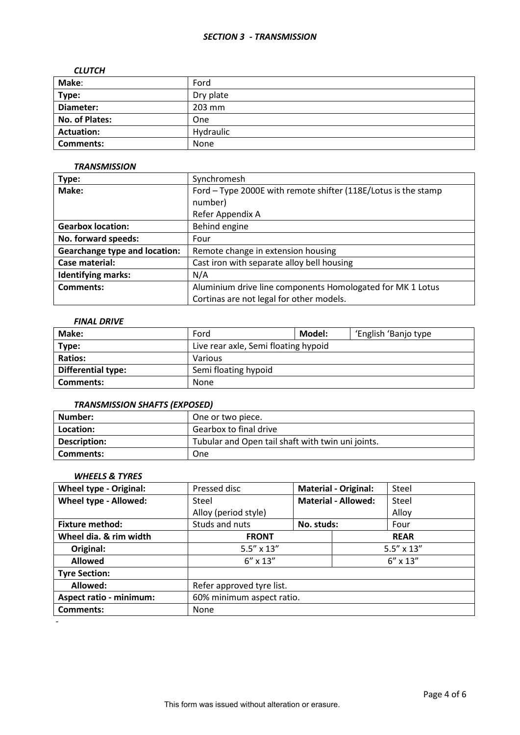## *SECTION 3 - TRANSMISSION*

### *CLUTCH*

| **Make**: | Ford |
|---|---|
| **Type:** | Dry plate |
| **Diameter:** | 203 mm |
| **No. of Plates:** | One |
| **Actuation:** | Hydraulic |
| **Comments:** | None |

### *TRANSMISSION*

| **Type:** | Synchromesh |
|---|---|
| **Make:** | Ford – Type 2000E with remote shifter (118E/Lotus is the stamp number)<br>Refer Appendix A |
| **Gearbox location:** | Behind engine |
| **No. forward speeds:** | Four |
| **Gearchange type and location:** | Remote change in extension housing |
| **Case material:** | Cast iron with separate alloy bell housing |
| **Identifying marks:** | N/A |
| **Comments:** | Aluminium drive line components Homologated for MK 1 Lotus Cortinas are not legal for other models. |

### *FINAL DRIVE*

| **Make:** | Ford | **Model:** | 'English 'Banjo type |
|---|---|---|---|
| **Type:** | Live rear axle, Semi floating hypoid | | |
| **Ratios:** | Various | | |
| **Differential type:** | Semi floating hypoid | | |
| **Comments:** | None | | |

### *TRANSMISSION SHAFTS (EXPOSED)*

| **Number:** | One or two piece. |
|---|---|
| **Location:** | Gearbox to final drive |
| **Description:** | Tubular and Open tail shaft with twin uni joints. |
| **Comments:** | One |

### *WHEELS & TYRES*

| **Wheel type - Original:** | Pressed disc | **Material - Original:** | Steel |
|---|---|---|---|
| **Wheel type - Allowed:** | Steel<br>Alloy (period style) | **Material - Allowed:** | Steel<br>Alloy |
| **Fixture method:** | Studs and nuts | **No. studs:** | Four |
| **Wheel dia. & rim width** | **FRONT** | | **REAR** |
| **Original:** | 5.5" x 13" | | 5.5" x 13" |
| **Allowed** | 6" x 13" | | 6" x 13" |
| **Tyre Section:** | | | |
| **Allowed:** | Refer approved tyre list. | | |
| **Aspect ratio - minimum:** | 60% minimum aspect ratio. | | |
| **Comments:** | None | | |

-

This form was issued without alteration or erasure.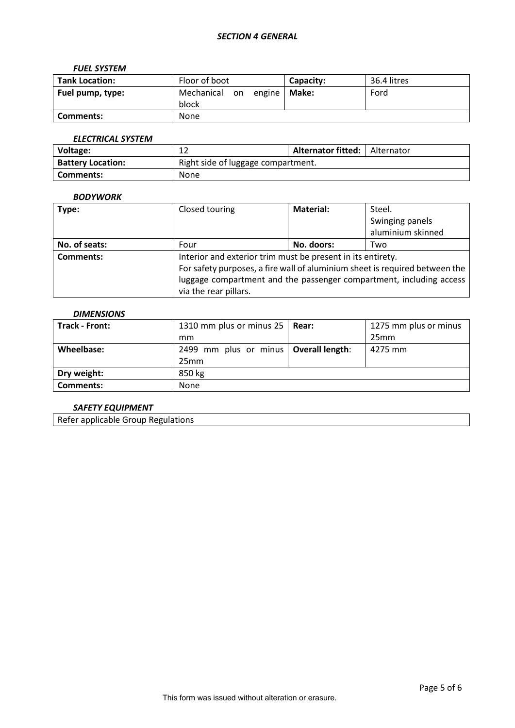## *SECTION 4 GENERAL*

### *FUEL SYSTEM*

| Tank Location: | Floor of boot | Capacity: | 36.4 litres |
|---|---|---|---|
| **Fuel pump, type:** | Mechanical on engine block | **Make:** | Ford |
| **Comments:** | None | | |

### *ELECTRICAL SYSTEM*

| Voltage: | 12 | Alternator fitted: | Alternator |
|---|---|---|---|
| **Battery Location:** | Right side of luggage compartment. | | |
| **Comments:** | None | | |

### *BODYWORK*

| Type: | Closed touring | Material: | Steel. Swinging panels aluminium skinned |
|---|---|---|---|
| **No. of seats:** | Four | **No. doors:** | Two |
| **Comments:** | Interior and exterior trim must be present in its entirety. For safety purposes, a fire wall of aluminium sheet is required between the luggage compartment and the passenger compartment, including access via the rear pillars. | | |

### *DIMENSIONS*

| Track - Front: | 1310 mm plus or minus 25 mm | Rear: | 1275 mm plus or minus 25mm |
|---|---|---|---|
| **Wheelbase:** | 2499 mm plus or minus 25mm | **Overall length**: | 4275 mm |
| **Dry weight:** | 850 kg | | |
| **Comments:** | None | | |

### *SAFETY EQUIPMENT*

| Refer applicable Group Regulations |
|---|

This form was issued without alteration or erasure.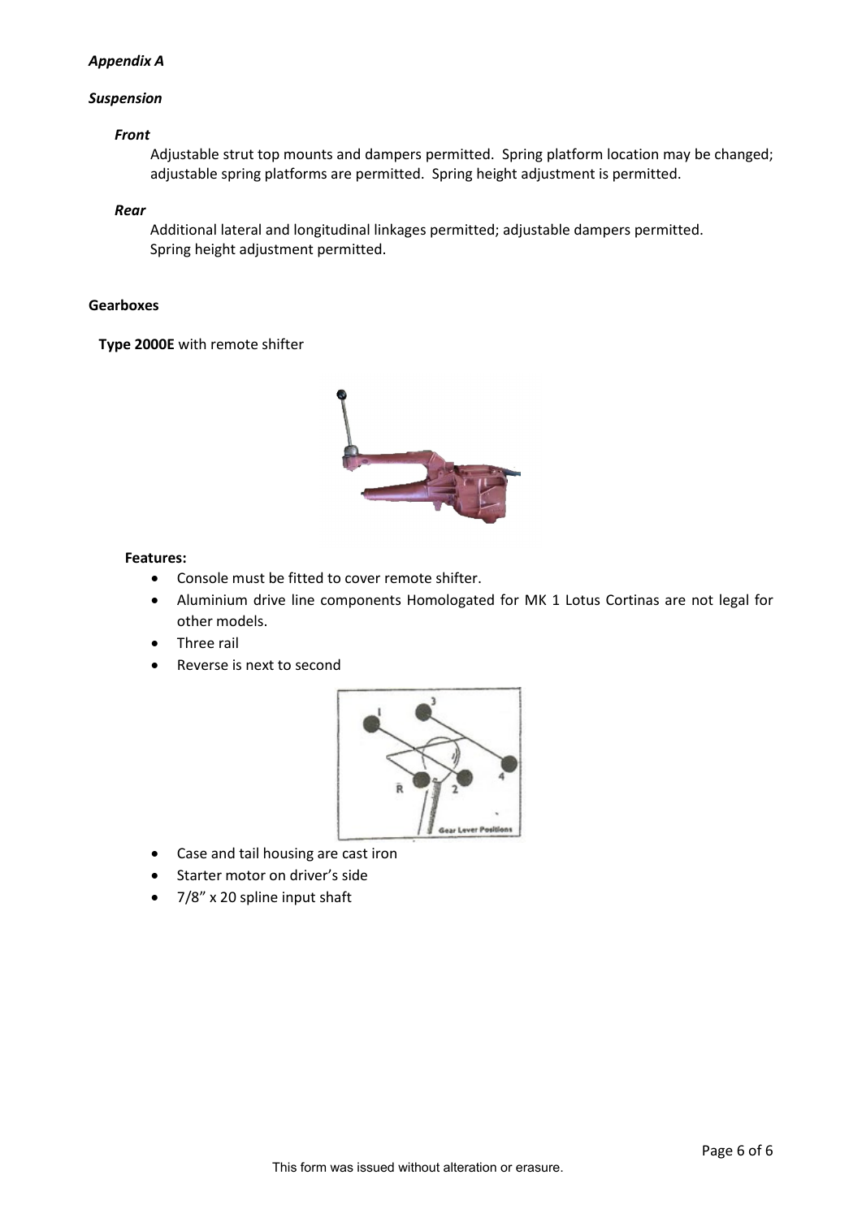*Appendix A*

***Suspension***

***Front***

Adjustable strut top mounts and dampers permitted. Spring platform location may be changed; adjustable spring platforms are permitted. Spring height adjustment is permitted.

***Rear***

Additional lateral and longitudinal linkages permitted; adjustable dampers permitted. Spring height adjustment permitted.

**Gearboxes**

**Type 2000E** with remote shifter

**Features:**

- Console must be fitted to cover remote shifter.
- Aluminium drive line components Homologated for MK 1 Lotus Cortinas are not legal for other models.
- Three rail
- Reverse is next to second

1
3
4
R
2
Gear Lever Positions

- Case and tail housing are cast iron
- Starter motor on driver's side
- 7/8" x 20 spline input shaft

This form was issued without alteration or erasure.